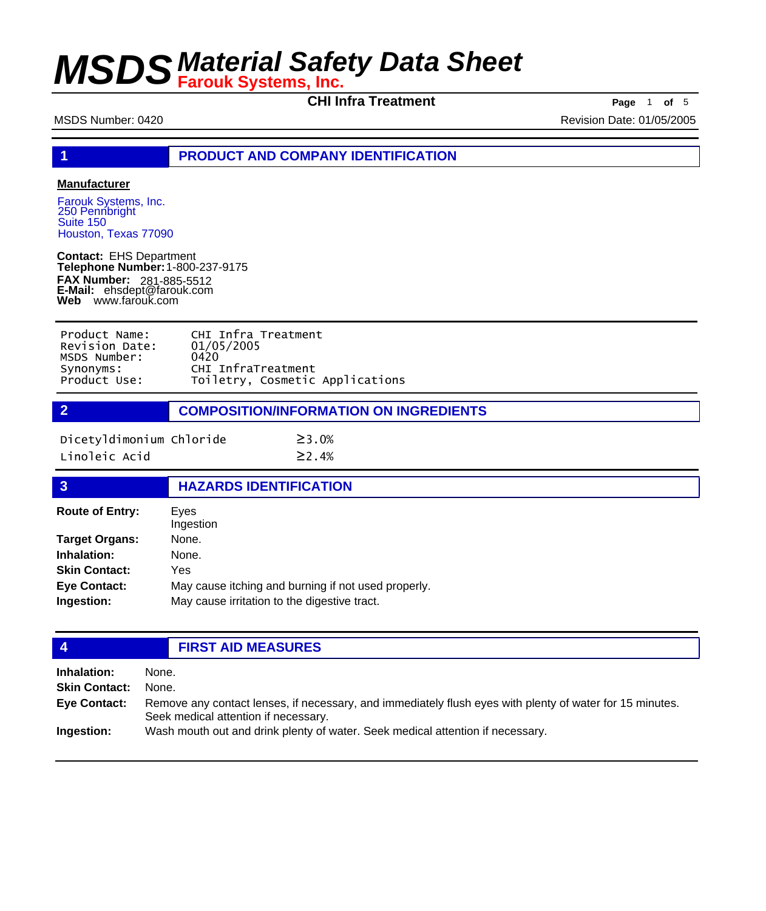# MSDS Material Safety Data Sheet

**Farouk Systems, Inc.**

**CHI Infra Treatment**

MSDS Number: 0420 Revision Date: 01/05/2005

## 1 PRODUCT AND COMPANY IDENTIFICATION

**Manufacturer**

Farouk Systems, Inc.
250 Pennbright
Suite 150
Houston, Texas 77090

**Contact:** EHS Department
**Telephone Number:** 1-800-237-9175
**FAX Number:** 281-885-5512
**E-Mail:** ehsdept@farouk.com
**Web** www.farouk.com

| | |
|---|---|
| Product Name: | CHI Infra Treatment |
| Revision Date: | 01/05/2005 |
| MSDS Number: | 0420 |
| Synonyms: | CHI InfraTreatment |
| Product Use: | Toiletry, Cosmetic Applications |

## 2 COMPOSITION/INFORMATION ON INGREDIENTS

| | |
|---|---|
| Dicetyldimonium Chloride | ≥3.0% |
| Linoleic Acid | ≥2.4% |

## 3 HAZARDS IDENTIFICATION

**Route of Entry:** Eyes
Ingestion

**Target Organs:** None.

**Inhalation:** None.

**Skin Contact:** Yes

**Eye Contact:** May cause itching and burning if not used properly.

**Ingestion:** May cause irritation to the digestive tract.

## 4 FIRST AID MEASURES

**Inhalation:** None.

**Skin Contact:** None.

**Eye Contact:** Remove any contact lenses, if necessary, and immediately flush eyes with plenty of water for 15 minutes. Seek medical attention if necessary.

**Ingestion:** Wash mouth out and drink plenty of water. Seek medical attention if necessary.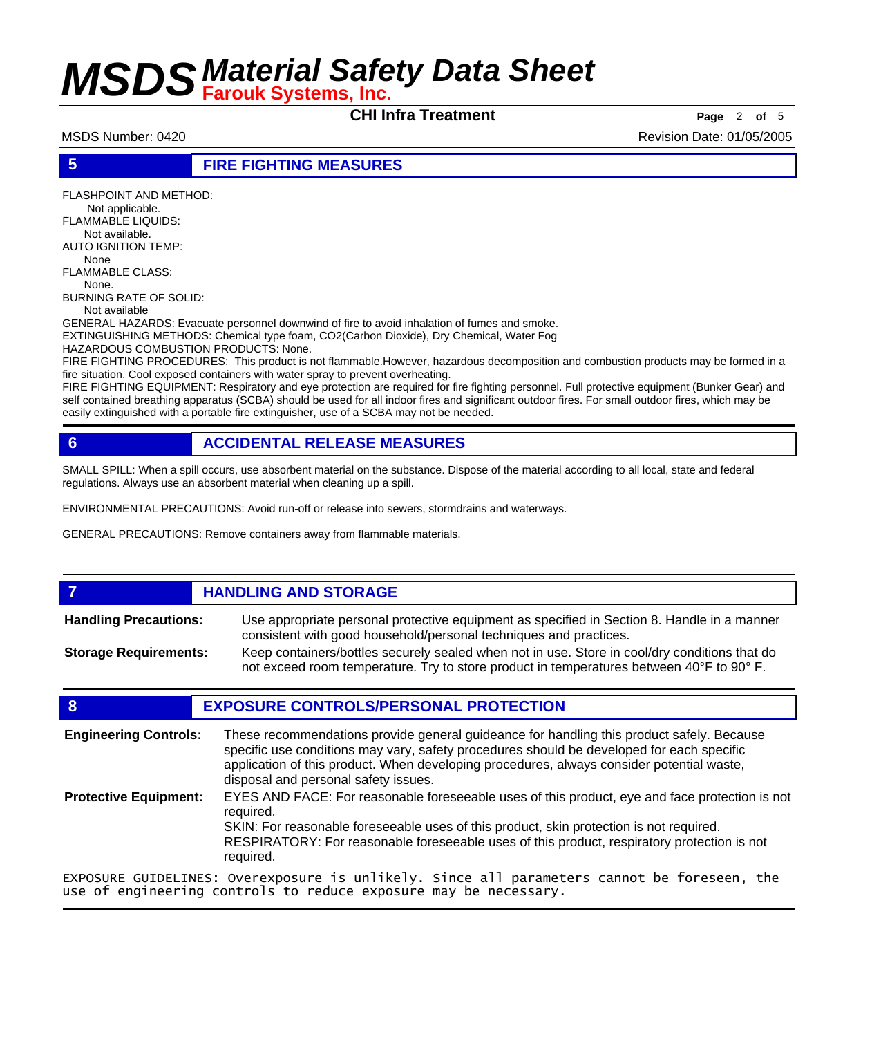## 5 FIRE FIGHTING MEASURES

FLASHPOINT AND METHOD:
Not applicable.
FLAMMABLE LIQUIDS:
Not available.
AUTO IGNITION TEMP:
None
FLAMMABLE CLASS:
None.
BURNING RATE OF SOLID:
Not available

GENERAL HAZARDS: Evacuate personnel downwind of fire to avoid inhalation of fumes and smoke.
EXTINGUISHING METHODS: Chemical type foam, CO2(Carbon Dioxide), Dry Chemical, Water Fog
HAZARDOUS COMBUSTION PRODUCTS: None.
FIRE FIGHTING PROCEDURES: This product is not flammable.However, hazardous decomposition and combustion products may be formed in a fire situation. Cool exposed containers with water spray to prevent overheating.
FIRE FIGHTING EQUIPMENT: Respiratory and eye protection are required for fire fighting personnel. Full protective equipment (Bunker Gear) and self contained breathing apparatus (SCBA) should be used for all indoor fires and significant outdoor fires. For small outdoor fires, which may be easily extinguished with a portable fire extinguisher, use of a SCBA may not be needed.

## 6 ACCIDENTAL RELEASE MEASURES

SMALL SPILL: When a spill occurs, use absorbent material on the substance. Dispose of the material according to all local, state and federal regulations. Always use an absorbent material when cleaning up a spill.

ENVIRONMENTAL PRECAUTIONS: Avoid run-off or release into sewers, stormdrains and waterways.

GENERAL PRECAUTIONS: Remove containers away from flammable materials.

## 7 HANDLING AND STORAGE

**Handling Precautions:** Use appropriate personal protective equipment as specified in Section 8. Handle in a manner consistent with good household/personal techniques and practices.

**Storage Requirements:** Keep containers/bottles securely sealed when not in use. Store in cool/dry conditions that do not exceed room temperature. Try to store product in temperatures between 40°F to 90° F.

## 8 EXPOSURE CONTROLS/PERSONAL PROTECTION

**Engineering Controls:** These recommendations provide general guideance for handling this product safely. Because specific use conditions may vary, safety procedures should be developed for each specific application of this product. When developing procedures, always consider potential waste, disposal and personal safety issues.

**Protective Equipment:** EYES AND FACE: For reasonable foreseeable uses of this product, eye and face protection is not required.
SKIN: For reasonable foreseeable uses of this product, skin protection is not required.
RESPIRATORY: For reasonable foreseeable uses of this product, respiratory protection is not required.

EXPOSURE GUIDELINES: Overexposure is unlikely. Since all parameters cannot be foreseen, the use of engineering controls to reduce exposure may be necessary.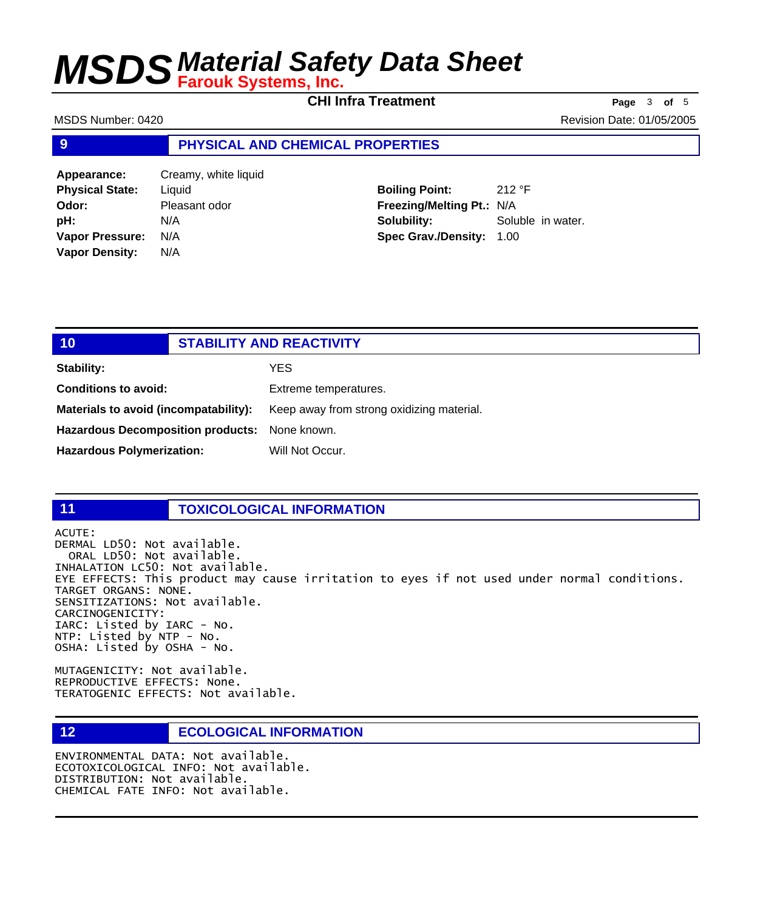## 9 PHYSICAL AND CHEMICAL PROPERTIES

| | | | |
|---|---|---|---|
| **Appearance:** | Creamy, white liquid | | |
| **Physical State:** | Liquid | **Boiling Point:** | 212 °F |
| **Odor:** | Pleasant odor | **Freezing/Melting Pt.:** | N/A |
| **pH:** | N/A | **Solubility:** | Soluble in water. |
| **Vapor Pressure:** | N/A | **Spec Grav./Density:** | 1.00 |
| **Vapor Density:** | N/A | | |

## 10 STABILITY AND REACTIVITY

**Stability:** YES

**Conditions to avoid:** Extreme temperatures.

**Materials to avoid (incompatability):** Keep away from strong oxidizing material.

**Hazardous Decomposition products:** None known.

**Hazardous Polymerization:** Will Not Occur.

## 11 TOXICOLOGICAL INFORMATION

ACUTE:
DERMAL LD50: Not available.
ORAL LD50: Not available.
INHALATION LC50: Not available.
EYE EFFECTS: This product may cause irritation to eyes if not used under normal conditions.
TARGET ORGANS: NONE.
SENSITIZATIONS: Not available.
CARCINOGENICITY:
IARC: Listed by IARC - No.
NTP: Listed by NTP - No.
OSHA: Listed by OSHA - No.

MUTAGENICITY: Not available.
REPRODUCTIVE EFFECTS: None.
TERATOGENIC EFFECTS: Not available.

## 12 ECOLOGICAL INFORMATION

ENVIRONMENTAL DATA: Not available.
ECOTOXICOLOGICAL INFO: Not available.
DISTRIBUTION: Not available.
CHEMICAL FATE INFO: Not available.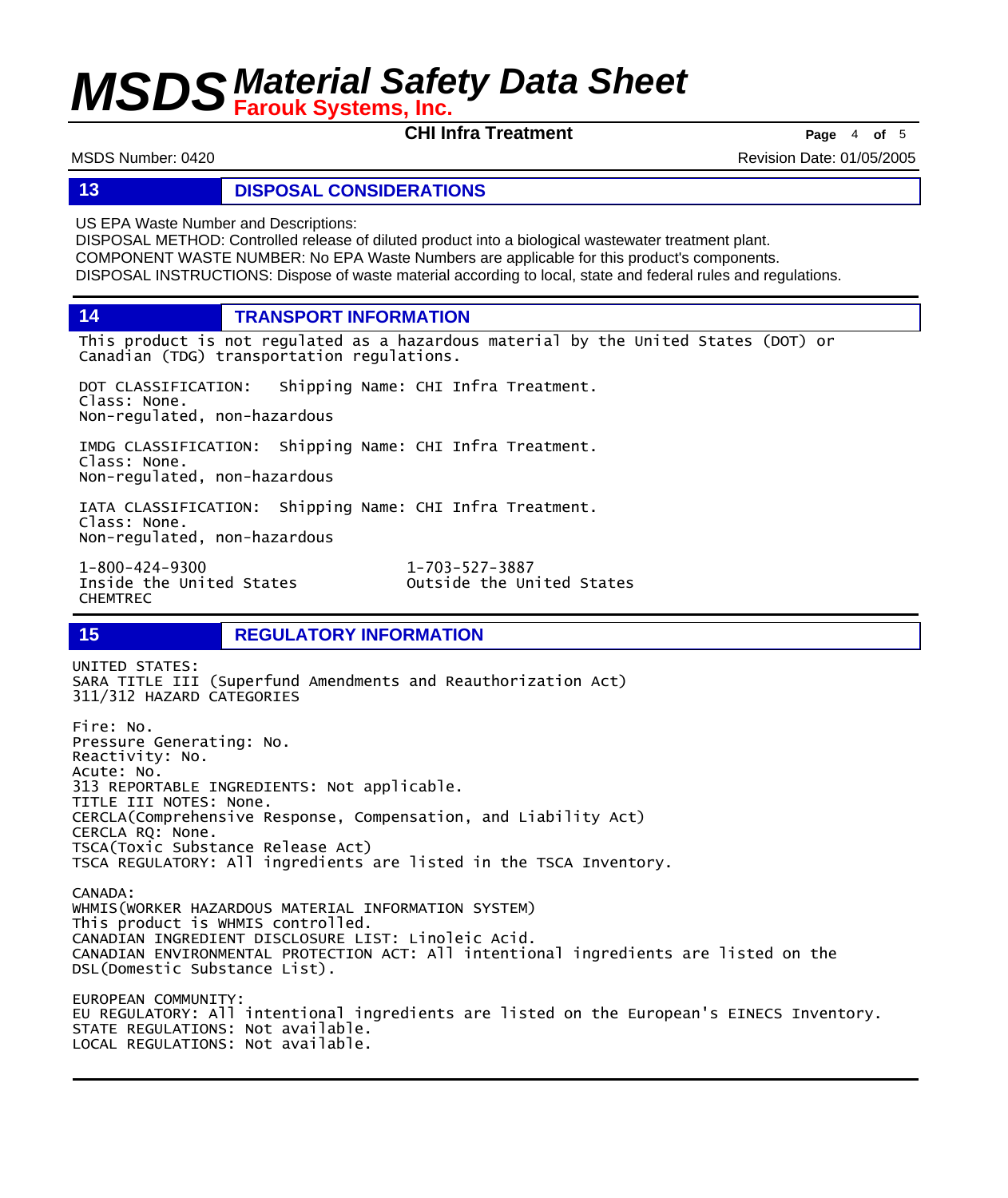## 13 DISPOSAL CONSIDERATIONS

US EPA Waste Number and Descriptions:
DISPOSAL METHOD: Controlled release of diluted product into a biological wastewater treatment plant.
COMPONENT WASTE NUMBER: No EPA Waste Numbers are applicable for this product's components.
DISPOSAL INSTRUCTIONS: Dispose of waste material according to local, state and federal rules and regulations.

## 14 TRANSPORT INFORMATION

This product is not regulated as a hazardous material by the United States (DOT) or Canadian (TDG) transportation regulations.

DOT CLASSIFICATION: Shipping Name: CHI Infra Treatment.
Class: None.
Non-regulated, non-hazardous

IMDG CLASSIFICATION: Shipping Name: CHI Infra Treatment.
Class: None.
Non-regulated, non-hazardous

IATA CLASSIFICATION: Shipping Name: CHI Infra Treatment.
Class: None.
Non-regulated, non-hazardous

1-800-424-9300
Inside the United States
CHEMTREC

1-703-527-3887
Outside the United States

## 15 REGULATORY INFORMATION

UNITED STATES:
SARA TITLE III (Superfund Amendments and Reauthorization Act)
311/312 HAZARD CATEGORIES

Fire: No.
Pressure Generating: No.
Reactivity: No.
Acute: No.
313 REPORTABLE INGREDIENTS: Not applicable.
TITLE III NOTES: None.
CERCLA(Comprehensive Response, Compensation, and Liability Act)
CERCLA RQ: None.
TSCA(Toxic Substance Release Act)
TSCA REGULATORY: All ingredients are listed in the TSCA Inventory.

CANADA:
WHMIS(WORKER HAZARDOUS MATERIAL INFORMATION SYSTEM)
This product is WHMIS controlled.
CANADIAN INGREDIENT DISCLOSURE LIST: Linoleic Acid.
CANADIAN ENVIRONMENTAL PROTECTION ACT: All intentional ingredients are listed on the DSL(Domestic Substance List).

EUROPEAN COMMUNITY:
EU REGULATORY: All intentional ingredients are listed on the European's EINECS Inventory.
STATE REGULATIONS: Not available.
LOCAL REGULATIONS: Not available.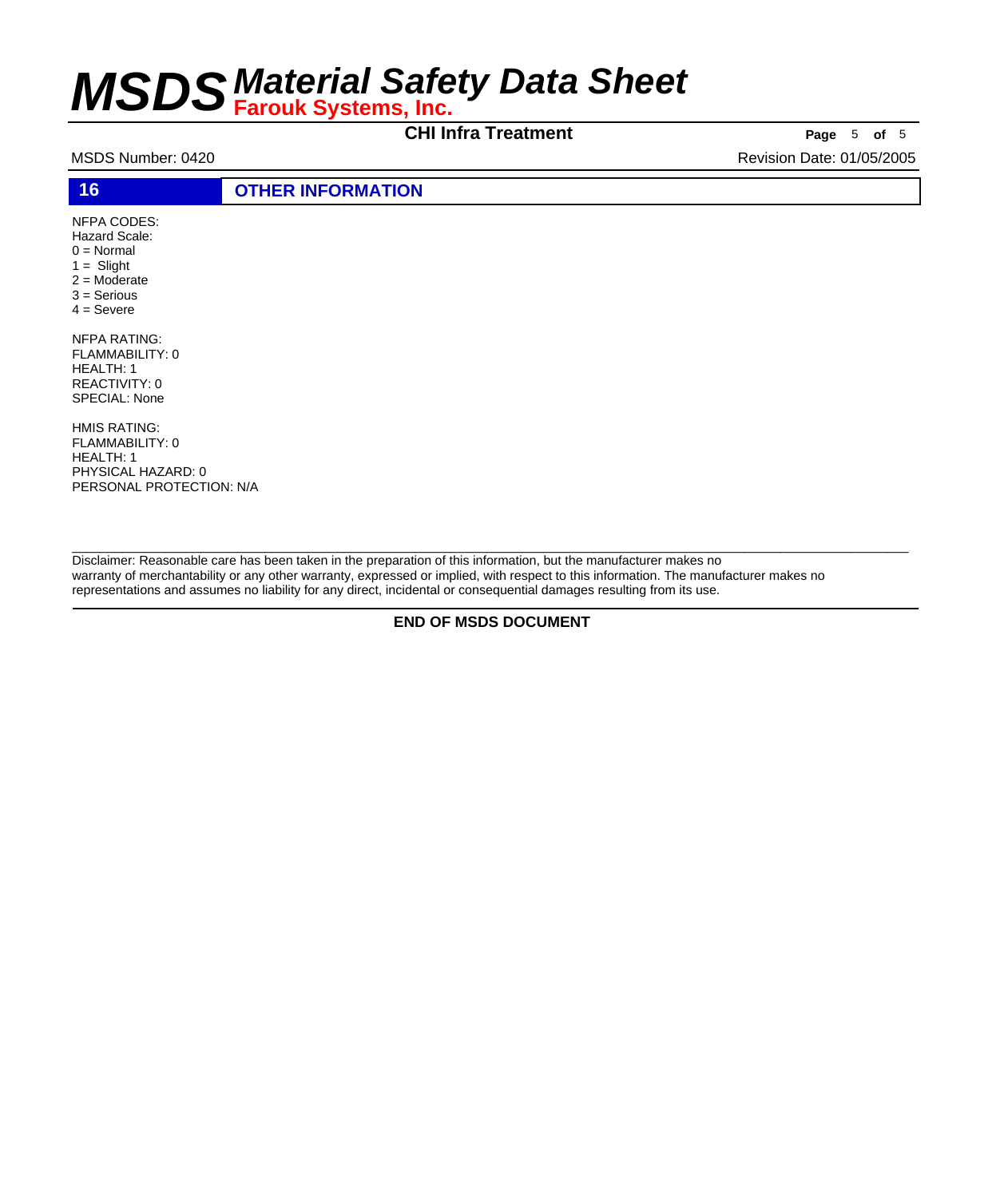## 16 OTHER INFORMATION

NFPA CODES:
Hazard Scale:
0 = Normal
1 = Slight
2 = Moderate
3 = Serious
4 = Severe

NFPA RATING:
FLAMMABILITY: 0
HEALTH: 1
REACTIVITY: 0
SPECIAL: None

HMIS RATING:
FLAMMABILITY: 0
HEALTH: 1
PHYSICAL HAZARD: 0
PERSONAL PROTECTION: N/A

---

Disclaimer: Reasonable care has been taken in the preparation of this information, but the manufacturer makes no warranty of merchantability or any other warranty, expressed or implied, with respect to this information. The manufacturer makes no representations and assumes no liability for any direct, incidental or consequential damages resulting from its use.

---

**END OF MSDS DOCUMENT**